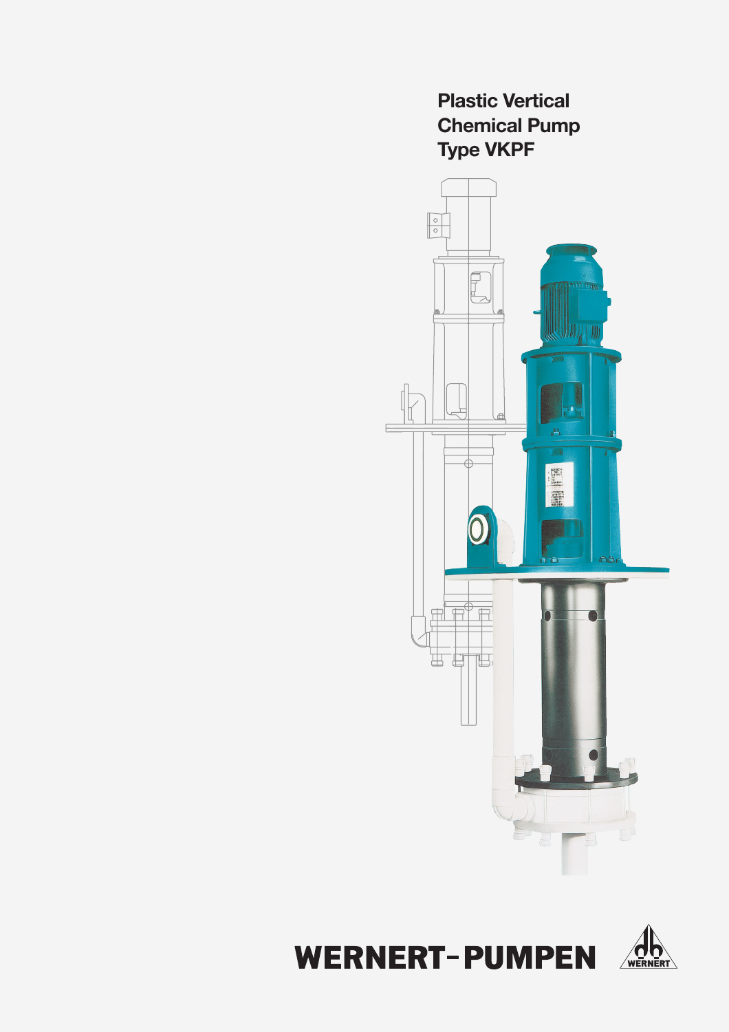# Plastic Vertical Chemical Pump Type VKPF

WERNERT-PUMPEN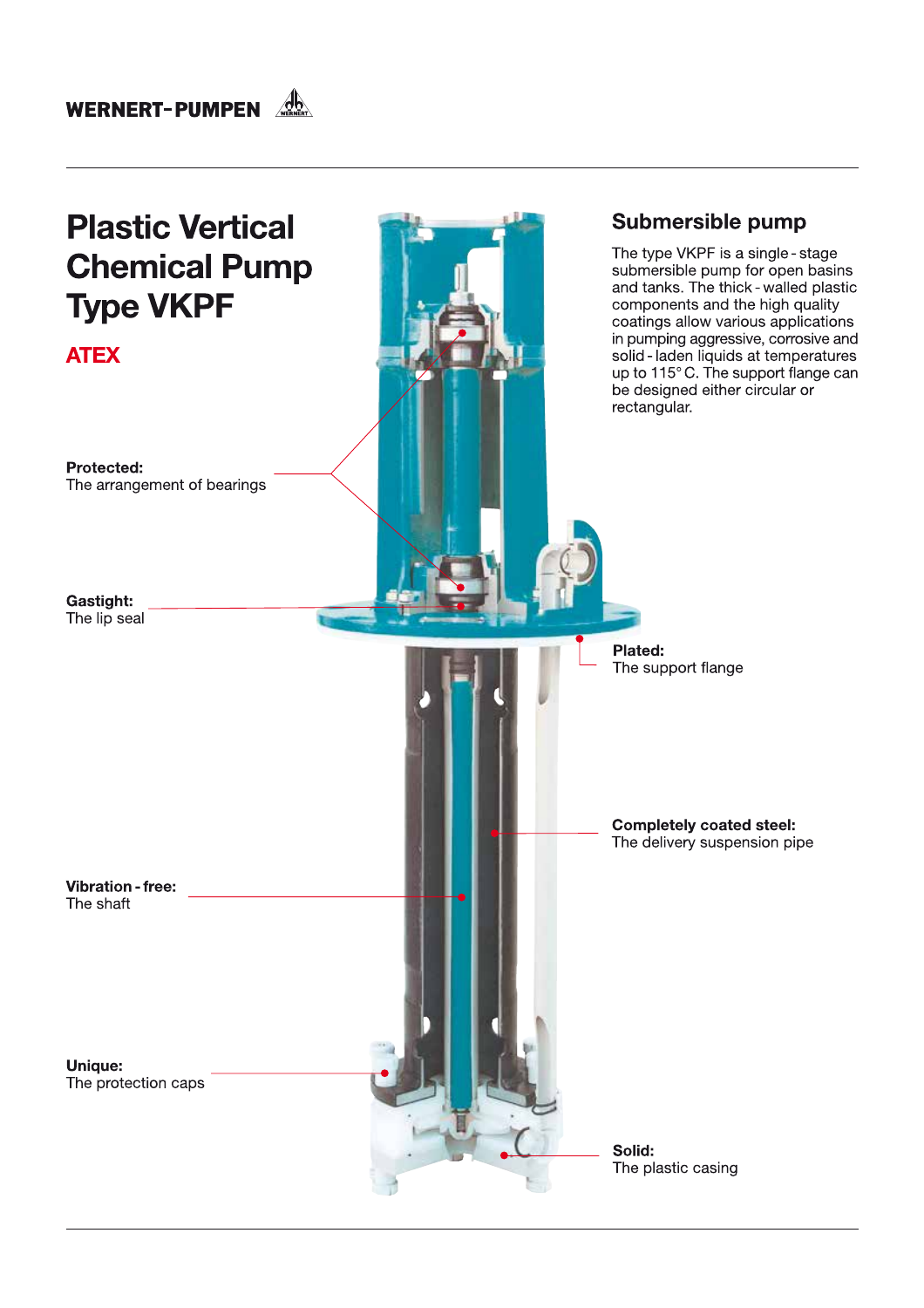# Plastic Vertical Chemical Pump Type VKPF

## ATEX

## Submersible pump

The type VKPF is a single-stage submersible pump for open basins and tanks. The thick-walled plastic components and the high quality coatings allow various applications in pumping aggressive, corrosive and solid-laden liquids at temperatures up to 115° C. The support flange can be designed either circular or rectangular.

**Protected:**
The arrangement of bearings

**Gastight:**
The lip seal

**Plated:**
The support flange

**Completely coated steel:**
The delivery suspension pipe

**Vibration-free:**
The shaft

**Unique:**
The protection caps

**Solid:**
The plastic casing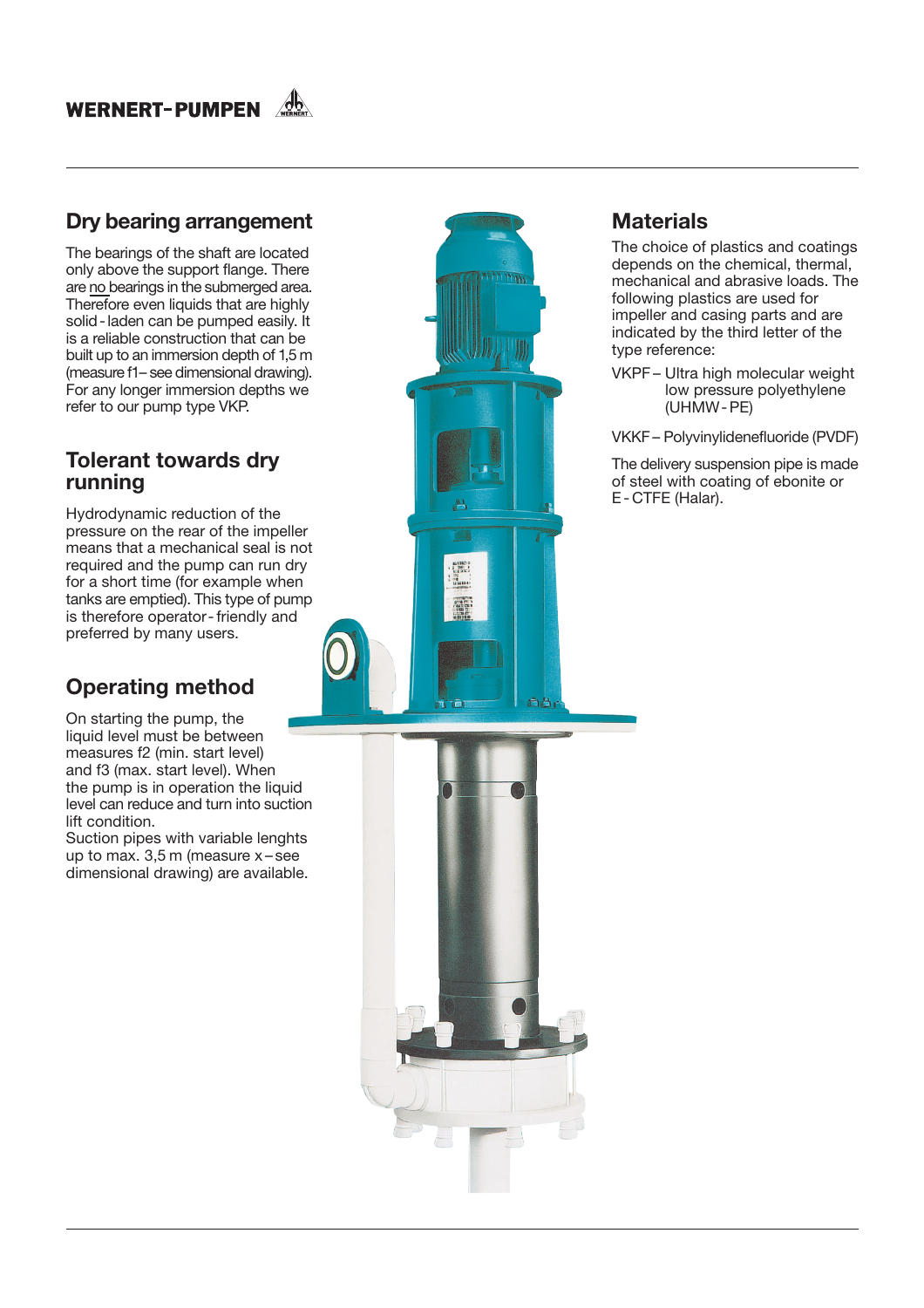## Dry bearing arrangement

The bearings of the shaft are located only above the support flange. There are no bearings in the submerged area. Therefore even liquids that are highly solid-laden can be pumped easily. It is a reliable construction that can be built up to an immersion depth of 1,5 m (measure f1 – see dimensional drawing). For any longer immersion depths we refer to our pump type VKP.

## Tolerant towards dry running

Hydrodynamic reduction of the pressure on the rear of the impeller means that a mechanical seal is not required and the pump can run dry for a short time (for example when tanks are emptied). This type of pump is therefore operator-friendly and preferred by many users.

## Operating method

On starting the pump, the liquid level must be between measures f2 (min. start level) and f3 (max. start level). When the pump is in operation the liquid level can reduce and turn into suction lift condition.
Suction pipes with variable lenghts up to max. 3,5 m (measure x – see dimensional drawing) are available.

## Materials

The choice of plastics and coatings depends on the chemical, thermal, mechanical and abrasive loads. The following plastics are used for impeller and casing parts and are indicated by the third letter of the type reference:

VKPF – Ultra high molecular weight low pressure polyethylene (UHMW-PE)

VKKF – Polyvinylidenefluoride (PVDF)

The delivery suspension pipe is made of steel with coating of ebonite or E-CTFE (Halar).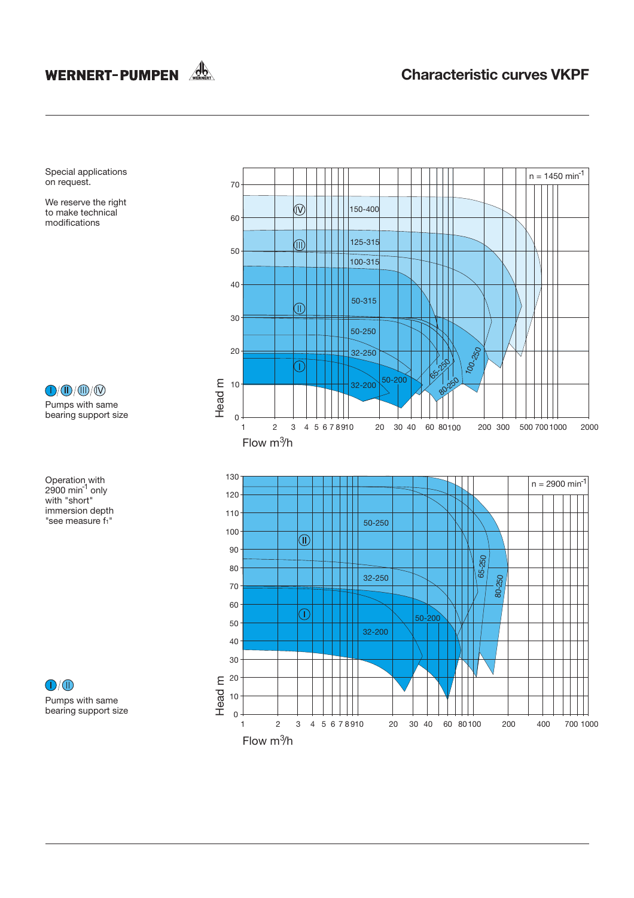**WERNERT-PUMPEN**

# Characteristic curves VKPF

Special applications on request.

We reserve the right to make technical modifications

Ⓘ/Ⓘⅰ/Ⓘⅱ/Ⓘⅴ
Pumps with same bearing support size

n = 1450 min$^{-1}$

Head m

Flow m$^3$/h

Ⅳ 150-400
Ⅲ 125-315
100-315
Ⅱ 50-315
50-250
32-250
Ⅰ 32-200
50-200
65-250
80-250
100-250

Operation with 2900 min$^{-1}$ only with "short" immersion depth "see measure $f_1$"

Ⅰ/Ⅱ
Pumps with same bearing support size

n = 2900 min$^{-1}$

Head m

Flow m$^3$/h

Ⅱ 50-250
32-250
Ⅰ 32-200
50-200
65-250
80-250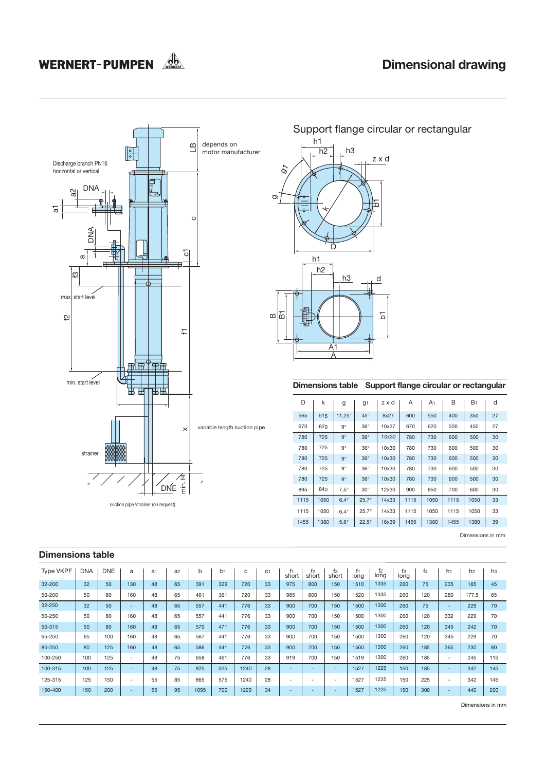# Dimensional drawing

Discharge branch PN16 horizontal or vertical

depends on motor manufacturer

max. start level

min. start level

variable length suction pipe

strainer

suction pipe/strainer (on request)

## Support flange circular or rectangular

### Dimensions table Support flange circular or rectangular

| D | k | g | g1 | z x d | A | A1 | B | B1 | d |
|---|---|---|---|---|---|---|---|---|---|
| 565 | 515 | 11,25° | 45° | 8x27 | 600 | 550 | 400 | 350 | 27 |
| 670 | 620 | 9° | 36° | 10x27 | 670 | 620 | 500 | 450 | 27 |
| 780 | 725 | 9° | 36° | 10x30 | 780 | 730 | 600 | 500 | 30 |
| 780 | 725 | 9° | 36° | 10x30 | 780 | 730 | 600 | 500 | 30 |
| 780 | 725 | 9° | 36° | 10x30 | 780 | 730 | 600 | 500 | 30 |
| 780 | 725 | 9° | 36° | 10x30 | 780 | 730 | 600 | 500 | 30 |
| 780 | 725 | 9° | 36° | 10x30 | 780 | 730 | 600 | 500 | 30 |
| 895 | 840 | 7,5° | 30° | 12x30 | 900 | 850 | 700 | 600 | 30 |
| 1115 | 1050 | 6,4° | 25,7° | 14x33 | 1115 | 1050 | 1115 | 1050 | 33 |
| 1115 | 1050 | 6,4° | 25,7° | 14x33 | 1115 | 1050 | 1115 | 1050 | 33 |
| 1455 | 1380 | 5,6° | 22,5° | 16x39 | 1455 | 1380 | 1455 | 1380 | 39 |

Dimensions in mm

## Dimensions table

| Type VKPF | DNA | DNE | a | a1 | a2 | b | b1 | c | c1 | f1 short | f2 short | f3 short | f1 long | f2 long | f3 long | f4 | h1 | h2 | h3 |
|---|---|---|---|---|---|---|---|---|---|---|---|---|---|---|---|---|---|---|---|
| 32-200 | 32 | 50 | 130 | 48 | 65 | 391 | 329 | 720 | 33 | 975 | 800 | 150 | 1510 | 1335 | 260 | 75 | 235 | 165 | 45 |
| 50-200 | 50 | 80 | 160 | 48 | 65 | 461 | 361 | 720 | 33 | 985 | 800 | 150 | 1520 | 1335 | 260 | 120 | 280 | 177,5 | 65 |
| 32-250 | 32 | 50 | - | 48 | 65 | 557 | 441 | 776 | 33 | 900 | 700 | 150 | 1500 | 1300 | 260 | 75 | - | 229 | 70 |
| 50-250 | 50 | 80 | 160 | 48 | 65 | 557 | 441 | 776 | 33 | 900 | 700 | 150 | 1500 | 1300 | 260 | 120 | 332 | 229 | 70 |
| 50-315 | 50 | 80 | 160 | 48 | 65 | 570 | 471 | 776 | 33 | 900 | 700 | 150 | 1500 | 1300 | 260 | 120 | 345 | 242 | 70 |
| 65-250 | 65 | 100 | 160 | 48 | 65 | 567 | 441 | 776 | 33 | 900 | 700 | 150 | 1500 | 1300 | 260 | 120 | 345 | 229 | 70 |
| 80-250 | 80 | 125 | 160 | 48 | 65 | 586 | 441 | 776 | 33 | 900 | 700 | 150 | 1500 | 1300 | 260 | 185 | 365 | 230 | 80 |
| 100-250 | 100 | 125 | - | 48 | 75 | 658 | 461 | 776 | 33 | 919 | 700 | 150 | 1519 | 1300 | 260 | 185 | - | 245 | 115 |
| 100-315 | 100 | 125 | - | 48 | 75 | 825 | 525 | 1240 | 28 | - | - | - | 1527 | 1225 | 150 | 185 | - | 342 | 145 |
| 125-315 | 125 | 150 | - | 55 | 85 | 865 | 575 | 1240 | 28 | - | - | - | 1527 | 1225 | 150 | 225 | - | 342 | 145 |
| 150-400 | 150 | 200 | - | 55 | 95 | 1095 | 700 | 1229 | 34 | - | - | - | 1527 | 1225 | 150 | 300 | - | 440 | 200 |

Dimensions in mm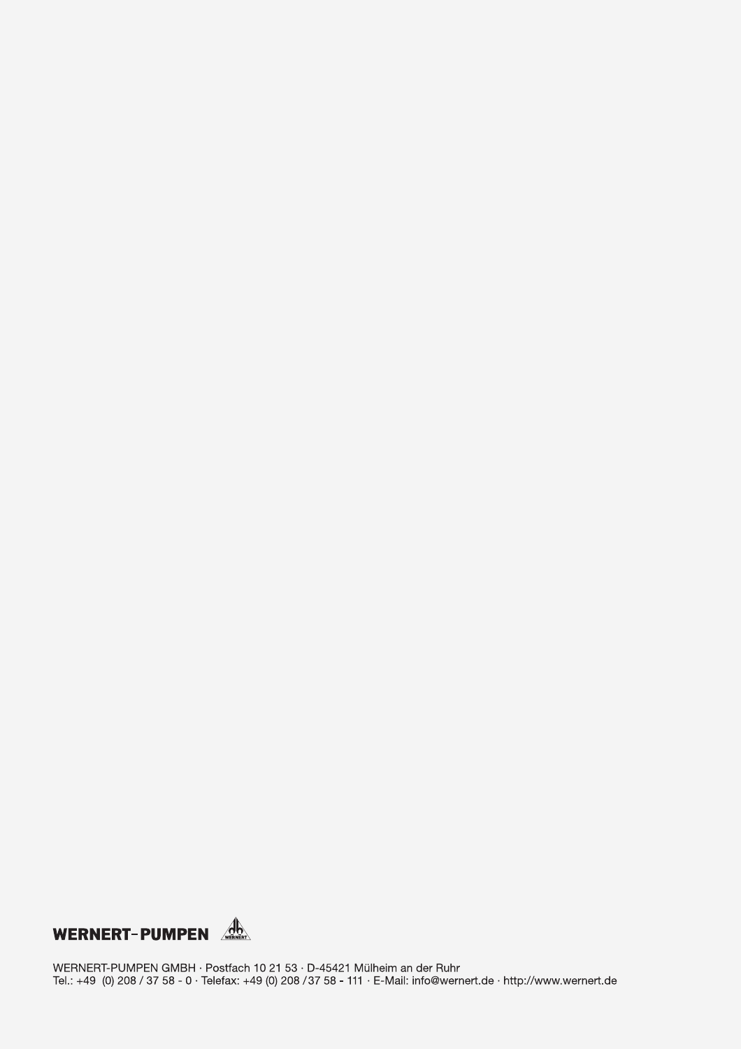**WERNERT-PUMPEN**

WERNERT-PUMPEN GMBH · Postfach 10 21 53 · D-45421 Mülheim an der Ruhr
Tel.: +49 (0) 208 / 37 58 - 0 · Telefax: +49 (0) 208 /37 58 - 111 · E-Mail: info@wernert.de · http://www.wernert.de